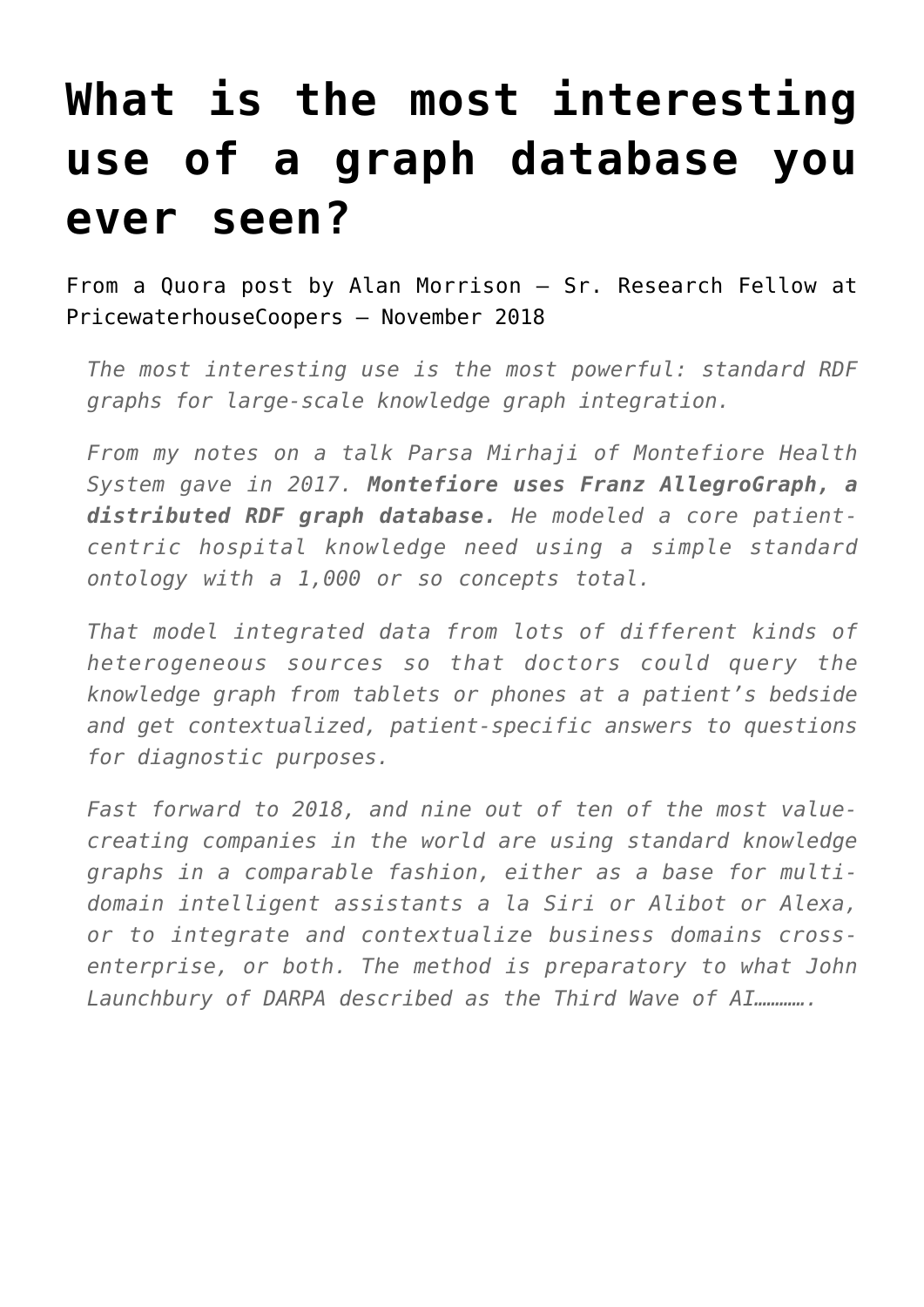# What is the most interesting use of a graph database you ever seen?

From a Quora post by Alan Morrison – Sr. Research Fellow at PricewaterhouseCoopers – November 2018

> *The most interesting use is the most powerful: standard RDF graphs for large-scale knowledge graph integration.*
>
> *From my notes on a talk Parsa Mirhaji of Montefiore Health System gave in 2017.* ***Montefiore uses Franz AllegroGraph, a distributed RDF graph database.*** *He modeled a core patient-centric hospital knowledge need using a simple standard ontology with a 1,000 or so concepts total.*
>
> *That model integrated data from lots of different kinds of heterogeneous sources so that doctors could query the knowledge graph from tablets or phones at a patient's bedside and get contextualized, patient-specific answers to questions for diagnostic purposes.*
>
> *Fast forward to 2018, and nine out of ten of the most value-creating companies in the world are using standard knowledge graphs in a comparable fashion, either as a base for multi-domain intelligent assistants a la Siri or Alibot or Alexa, or to integrate and contextualize business domains cross-enterprise, or both. The method is preparatory to what John Launchbury of DARPA described as the Third Wave of AI………….*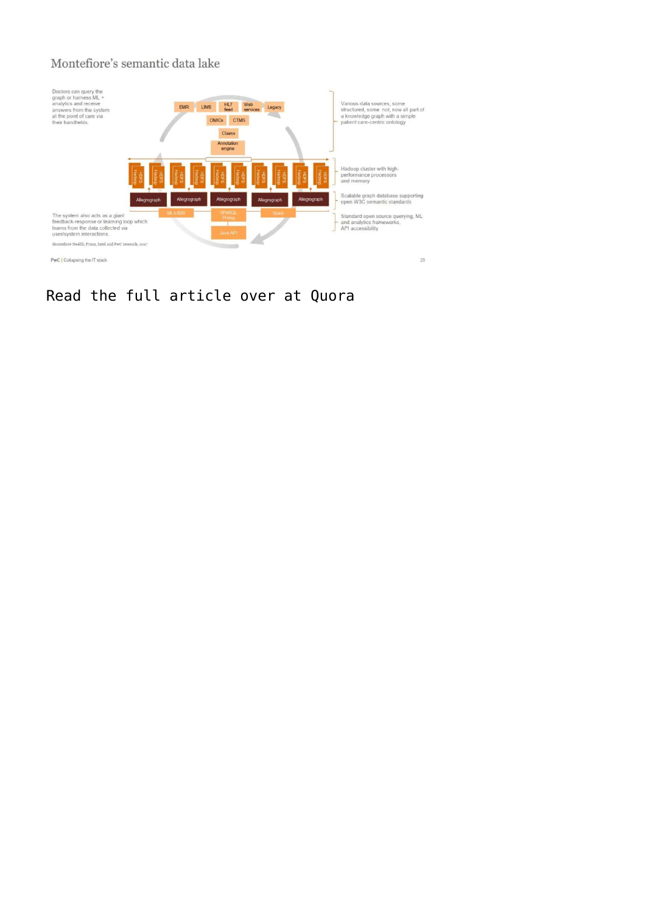Montefiore's semantic data lake

Doctors can query the graph or harness ML + analytics and receive answers from the system at the point of care via their handhelds.

EMR

LIMS

HL7 feed

Web services

Legacy

OMICs

CTMS

Claims

Annotation engine

Various data sources, some structured, some not, now all part of a knowledge graph with a simple patient care-centric ontology

HDFS Hadoop

Hadoop cluster with high-performance processors and memory

Allegrograph

Scalable graph database supporting open W3C semantic standards

ML LIBR

SPARQL Prolog

Spark

Java API

Standard open source querying, ML and analytics frameworks, API accessibility

The system also acts as a giant feedback-response or learning loop which learns from the data collected via user/system interactions.

Montefiore Health, Franz, Intel and PwC research, 2017

PwC | Collapsing the IT stack

Read the full article over at Quora